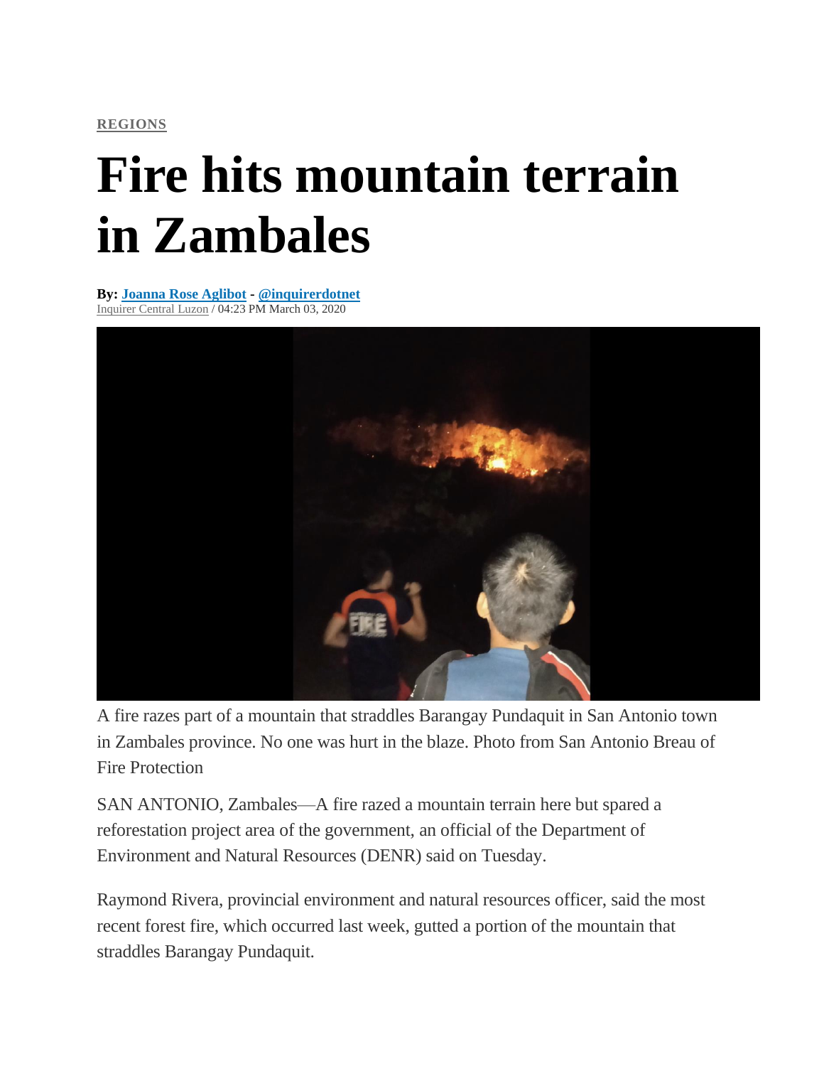REGIONS

# Fire hits mountain terrain in Zambales

**By: Joanna Rose Aglibot - @inquirerdotnet**
Inquirer Central Luzon / 04:23 PM March 03, 2020

A fire razes part of a mountain that straddles Barangay Pundaquit in San Antonio town in Zambales province. No one was hurt in the blaze. Photo from San Antonio Breau of Fire Protection

SAN ANTONIO, Zambales—A fire razed a mountain terrain here but spared a reforestation project area of the government, an official of the Department of Environment and Natural Resources (DENR) said on Tuesday.

Raymond Rivera, provincial environment and natural resources officer, said the most recent forest fire, which occurred last week, gutted a portion of the mountain that straddles Barangay Pundaquit.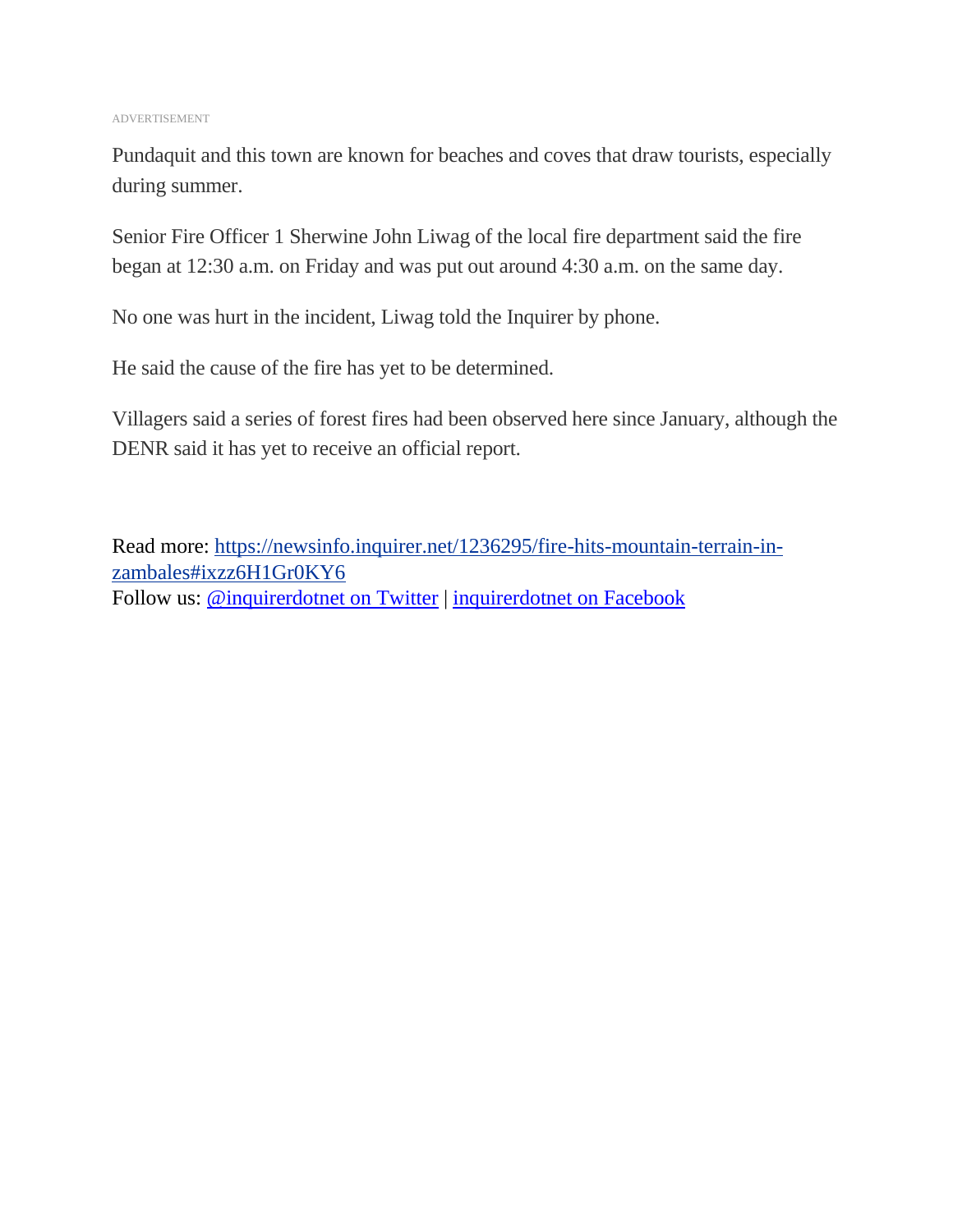ADVERTISEMENT

Pundaquit and this town are known for beaches and coves that draw tourists, especially during summer.

Senior Fire Officer 1 Sherwine John Liwag of the local fire department said the fire began at 12:30 a.m. on Friday and was put out around 4:30 a.m. on the same day.

No one was hurt in the incident, Liwag told the Inquirer by phone.

He said the cause of the fire has yet to be determined.

Villagers said a series of forest fires had been observed here since January, although the DENR said it has yet to receive an official report.

Read more: [https://newsinfo.inquirer.net/1236295/fire-hits-mountain-terrain-in-zambales#ixzz6H1Gr0KY6](https://newsinfo.inquirer.net/1236295/fire-hits-mountain-terrain-in-zambales#ixzz6H1Gr0KY6)
Follow us: @inquirerdotnet on Twitter | inquirerdotnet on Facebook